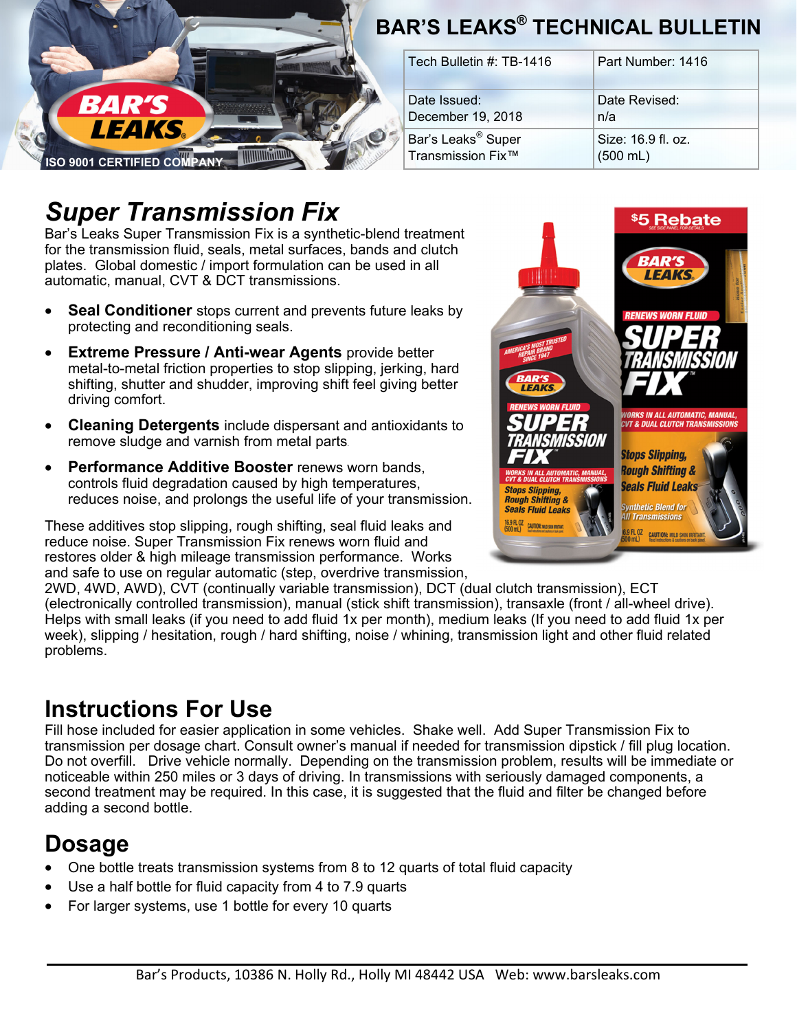# BAR'S LEAKS® TECHNICAL BULLETIN

ISO 9001 CERTIFIED COMPANY

| Tech Bulletin #: TB-1416 | Part Number: 1416 |
|---|---|
| Date Issued: December 19, 2018 | Date Revised: n/a |
| Bar's Leaks® Super Transmission Fix™ | Size: 16.9 fl. oz. (500 mL) |

## *Super Transmission Fix*

Bar's Leaks Super Transmission Fix is a synthetic-blend treatment for the transmission fluid, seals, metal surfaces, bands and clutch plates. Global domestic / import formulation can be used in all automatic, manual, CVT & DCT transmissions.

- **Seal Conditioner** stops current and prevents future leaks by protecting and reconditioning seals.
- **Extreme Pressure / Anti-wear Agents** provide better metal-to-metal friction properties to stop slipping, jerking, hard shifting, shutter and shudder, improving shift feel giving better driving comfort.
- **Cleaning Detergents** include dispersant and antioxidants to remove sludge and varnish from metal parts.
- **Performance Additive Booster** renews worn bands, controls fluid degradation caused by high temperatures, reduces noise, and prolongs the useful life of your transmission.

These additives stop slipping, rough shifting, seal fluid leaks and reduce noise. Super Transmission Fix renews worn fluid and restores older & high mileage transmission performance. Works and safe to use on regular automatic (step, overdrive transmission, 2WD, 4WD, AWD), CVT (continually variable transmission), DCT (dual clutch transmission), ECT (electronically controlled transmission), manual (stick shift transmission), transaxle (front / all-wheel drive). Helps with small leaks (if you need to add fluid 1x per month), medium leaks (If you need to add fluid 1x per week), slipping / hesitation, rough / hard shifting, noise / whining, transmission light and other fluid related problems.

## Instructions For Use

Fill hose included for easier application in some vehicles. Shake well. Add Super Transmission Fix to transmission per dosage chart. Consult owner's manual if needed for transmission dipstick / fill plug location. Do not overfill. Drive vehicle normally. Depending on the transmission problem, results will be immediate or noticeable within 250 miles or 3 days of driving. In transmissions with seriously damaged components, a second treatment may be required. In this case, it is suggested that the fluid and filter be changed before adding a second bottle.

## Dosage

- One bottle treats transmission systems from 8 to 12 quarts of total fluid capacity
- Use a half bottle for fluid capacity from 4 to 7.9 quarts
- For larger systems, use 1 bottle for every 10 quarts

Bar's Products, 10386 N. Holly Rd., Holly MI 48442 USA Web: www.barsleaks.com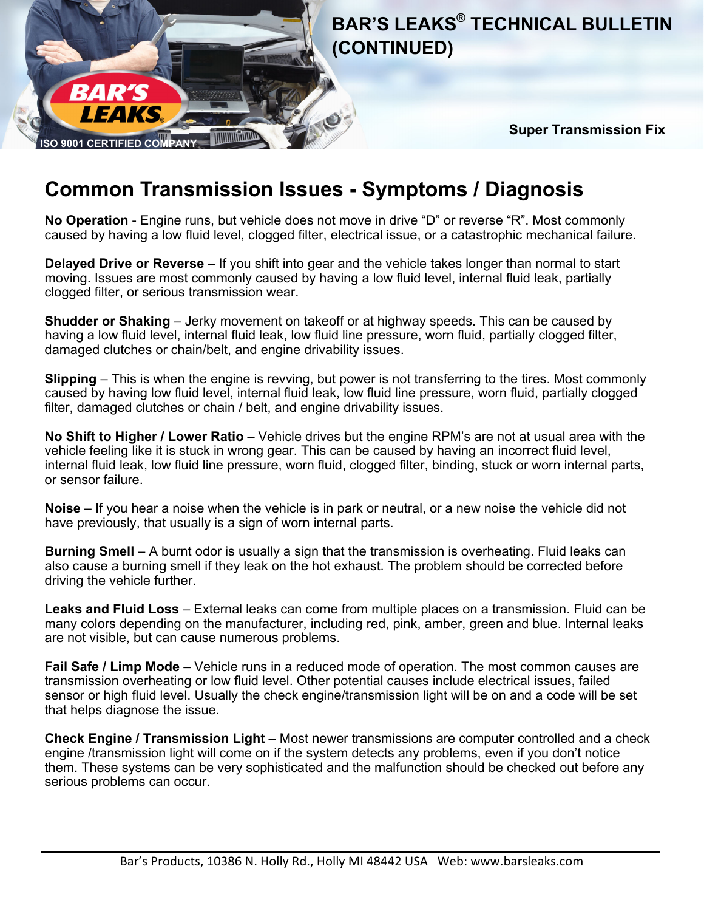# BAR'S LEAKS® TECHNICAL BULLETIN (CONTINUED)

**Super Transmission Fix**

## Common Transmission Issues - Symptoms / Diagnosis

**No Operation** - Engine runs, but vehicle does not move in drive "D" or reverse "R". Most commonly caused by having a low fluid level, clogged filter, electrical issue, or a catastrophic mechanical failure.

**Delayed Drive or Reverse** – If you shift into gear and the vehicle takes longer than normal to start moving. Issues are most commonly caused by having a low fluid level, internal fluid leak, partially clogged filter, or serious transmission wear.

**Shudder or Shaking** – Jerky movement on takeoff or at highway speeds. This can be caused by having a low fluid level, internal fluid leak, low fluid line pressure, worn fluid, partially clogged filter, damaged clutches or chain/belt, and engine drivability issues.

**Slipping** – This is when the engine is revving, but power is not transferring to the tires. Most commonly caused by having low fluid level, internal fluid leak, low fluid line pressure, worn fluid, partially clogged filter, damaged clutches or chain / belt, and engine drivability issues.

**No Shift to Higher / Lower Ratio** – Vehicle drives but the engine RPM's are not at usual area with the vehicle feeling like it is stuck in wrong gear. This can be caused by having an incorrect fluid level, internal fluid leak, low fluid line pressure, worn fluid, clogged filter, binding, stuck or worn internal parts, or sensor failure.

**Noise** – If you hear a noise when the vehicle is in park or neutral, or a new noise the vehicle did not have previously, that usually is a sign of worn internal parts.

**Burning Smell** – A burnt odor is usually a sign that the transmission is overheating. Fluid leaks can also cause a burning smell if they leak on the hot exhaust. The problem should be corrected before driving the vehicle further.

**Leaks and Fluid Loss** – External leaks can come from multiple places on a transmission. Fluid can be many colors depending on the manufacturer, including red, pink, amber, green and blue. Internal leaks are not visible, but can cause numerous problems.

**Fail Safe / Limp Mode** – Vehicle runs in a reduced mode of operation. The most common causes are transmission overheating or low fluid level. Other potential causes include electrical issues, failed sensor or high fluid level. Usually the check engine/transmission light will be on and a code will be set that helps diagnose the issue.

**Check Engine / Transmission Light** – Most newer transmissions are computer controlled and a check engine /transmission light will come on if the system detects any problems, even if you don't notice them. These systems can be very sophisticated and the malfunction should be checked out before any serious problems can occur.

Bar's Products, 10386 N. Holly Rd., Holly MI 48442 USA Web: www.barsleaks.com